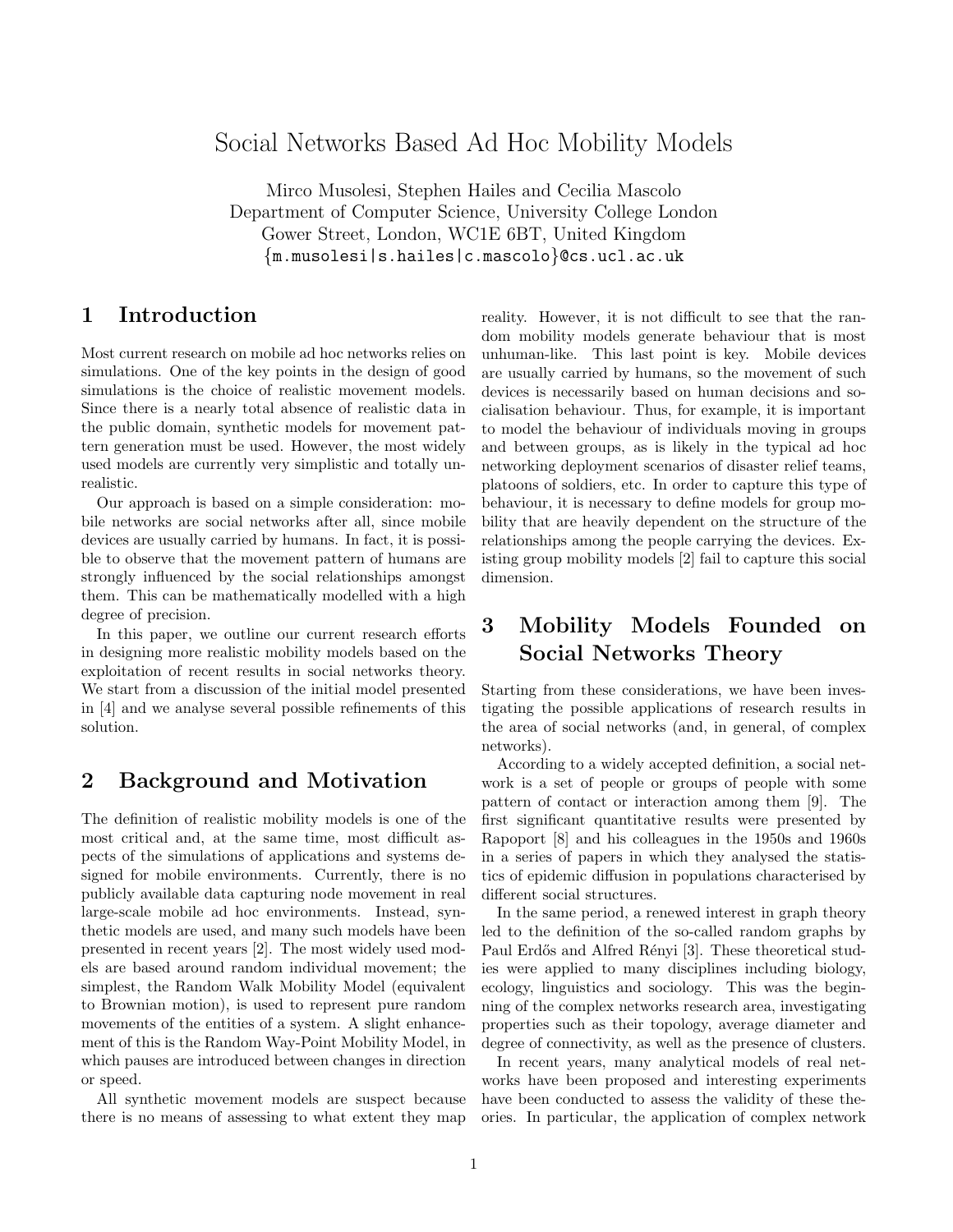# Social Networks Based Ad Hoc Mobility Models

Mirco Musolesi, Stephen Hailes and Cecilia Mascolo
Department of Computer Science, University College London
Gower Street, London, WC1E 6BT, United Kingdom
{m.musolesi|s.hailes|c.mascolo}@cs.ucl.ac.uk

## 1 Introduction

Most current research on mobile ad hoc networks relies on simulations. One of the key points in the design of good simulations is the choice of realistic movement models. Since there is a nearly total absence of realistic data in the public domain, synthetic models for movement pattern generation must be used. However, the most widely used models are currently very simplistic and totally unrealistic.

Our approach is based on a simple consideration: mobile networks are social networks after all, since mobile devices are usually carried by humans. In fact, it is possible to observe that the movement pattern of humans are strongly influenced by the social relationships amongst them. This can be mathematically modelled with a high degree of precision.

In this paper, we outline our current research efforts in designing more realistic mobility models based on the exploitation of recent results in social networks theory. We start from a discussion of the initial model presented in [4] and we analyse several possible refinements of this solution.

## 2 Background and Motivation

The definition of realistic mobility models is one of the most critical and, at the same time, most difficult aspects of the simulations of applications and systems designed for mobile environments. Currently, there is no publicly available data capturing node movement in real large-scale mobile ad hoc environments. Instead, synthetic models are used, and many such models have been presented in recent years [2]. The most widely used models are based around random individual movement; the simplest, the Random Walk Mobility Model (equivalent to Brownian motion), is used to represent pure random movements of the entities of a system. A slight enhancement of this is the Random Way-Point Mobility Model, in which pauses are introduced between changes in direction or speed.

All synthetic movement models are suspect because there is no means of assessing to what extent they map reality. However, it is not difficult to see that the random mobility models generate behaviour that is most unhuman-like. This last point is key. Mobile devices are usually carried by humans, so the movement of such devices is necessarily based on human decisions and socialisation behaviour. Thus, for example, it is important to model the behaviour of individuals moving in groups and between groups, as is likely in the typical ad hoc networking deployment scenarios of disaster relief teams, platoons of soldiers, etc. In order to capture this type of behaviour, it is necessary to define models for group mobility that are heavily dependent on the structure of the relationships among the people carrying the devices. Existing group mobility models [2] fail to capture this social dimension.

## 3 Mobility Models Founded on Social Networks Theory

Starting from these considerations, we have been investigating the possible applications of research results in the area of social networks (and, in general, of complex networks).

According to a widely accepted definition, a social network is a set of people or groups of people with some pattern of contact or interaction among them [9]. The first significant quantitative results were presented by Rapoport [8] and his colleagues in the 1950s and 1960s in a series of papers in which they analysed the statistics of epidemic diffusion in populations characterised by different social structures.

In the same period, a renewed interest in graph theory led to the definition of the so-called random graphs by Paul Erdős and Alfred Rényi [3]. These theoretical studies were applied to many disciplines including biology, ecology, linguistics and sociology. This was the beginning of the complex networks research area, investigating properties such as their topology, average diameter and degree of connectivity, as well as the presence of clusters.

In recent years, many analytical models of real networks have been proposed and interesting experiments have been conducted to assess the validity of these theories. In particular, the application of complex network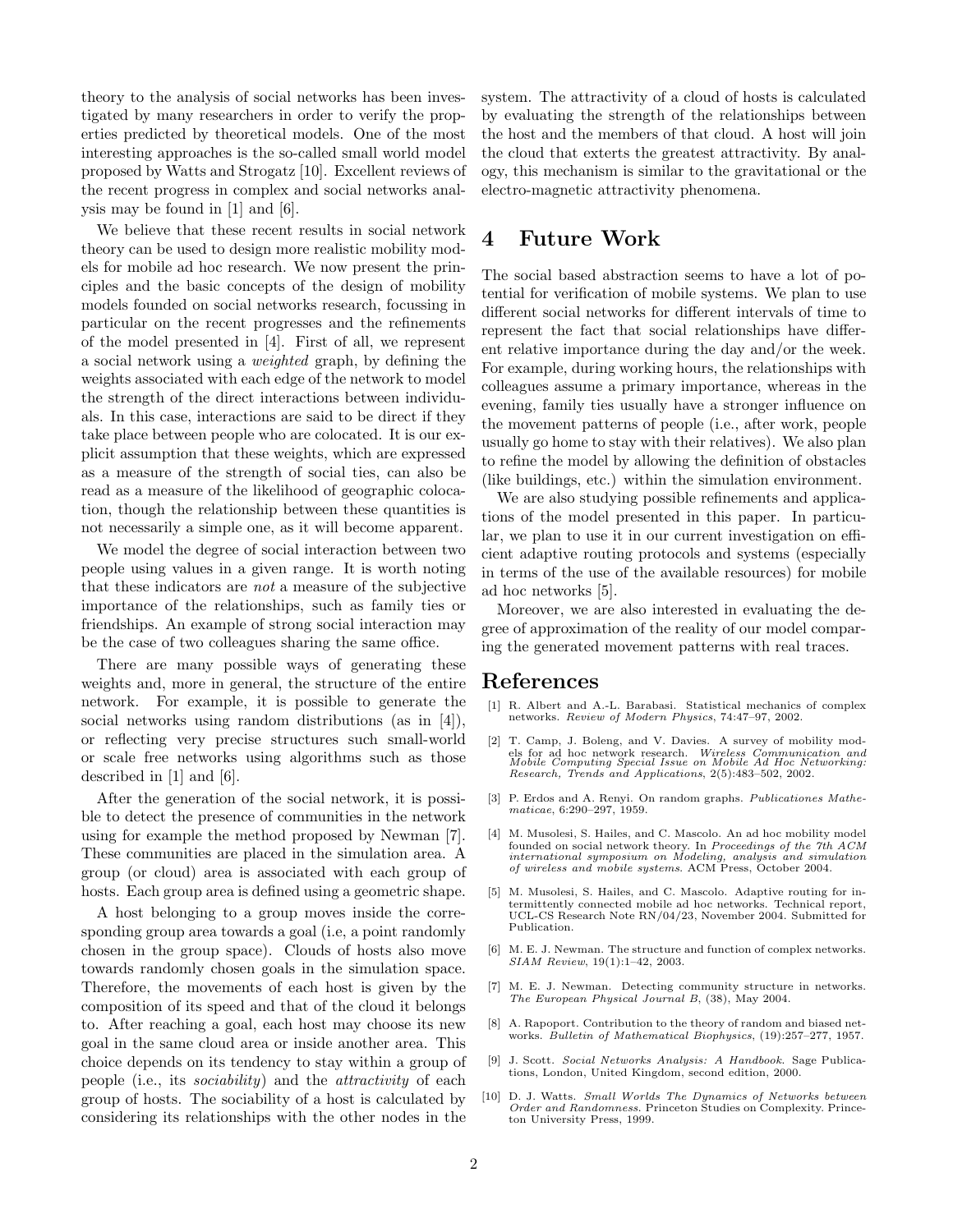theory to the analysis of social networks has been investigated by many researchers in order to verify the properties predicted by theoretical models. One of the most interesting approaches is the so-called small world model proposed by Watts and Strogatz [10]. Excellent reviews of the recent progress in complex and social networks analysis may be found in [1] and [6].

We believe that these recent results in social network theory can be used to design more realistic mobility models for mobile ad hoc research. We now present the principles and the basic concepts of the design of mobility models founded on social networks research, focussing in particular on the recent progresses and the refinements of the model presented in [4]. First of all, we represent a social network using a *weighted* graph, by defining the weights associated with each edge of the network to model the strength of the direct interactions between individuals. In this case, interactions are said to be direct if they take place between people who are colocated. It is our explicit assumption that these weights, which are expressed as a measure of the strength of social ties, can also be read as a measure of the likelihood of geographic colocation, though the relationship between these quantities is not necessarily a simple one, as it will become apparent.

We model the degree of social interaction between two people using values in a given range. It is worth noting that these indicators are *not* a measure of the subjective importance of the relationships, such as family ties or friendships. An example of strong social interaction may be the case of two colleagues sharing the same office.

There are many possible ways of generating these weights and, more in general, the structure of the entire network. For example, it is possible to generate the social networks using random distributions (as in [4]), or reflecting very precise structures such small-world or scale free networks using algorithms such as those described in [1] and [6].

After the generation of the social network, it is possible to detect the presence of communities in the network using for example the method proposed by Newman [7]. These communities are placed in the simulation area. A group (or cloud) area is associated with each group of hosts. Each group area is defined using a geometric shape.

A host belonging to a group moves inside the corresponding group area towards a goal (i.e, a point randomly chosen in the group space). Clouds of hosts also move towards randomly chosen goals in the simulation space. Therefore, the movements of each host is given by the composition of its speed and that of the cloud it belongs to. After reaching a goal, each host may choose its new goal in the same cloud area or inside another area. This choice depends on its tendency to stay within a group of people (i.e., its *sociability*) and the *attractivity* of each group of hosts. The sociability of a host is calculated by considering its relationships with the other nodes in the system. The attractivity of a cloud of hosts is calculated by evaluating the strength of the relationships between the host and the members of that cloud. A host will join the cloud that exterts the greatest attractivity. By analogy, this mechanism is similar to the gravitational or the electro-magnetic attractivity phenomena.

# 4 Future Work

The social based abstraction seems to have a lot of potential for verification of mobile systems. We plan to use different social networks for different intervals of time to represent the fact that social relationships have different relative importance during the day and/or the week. For example, during working hours, the relationships with colleagues assume a primary importance, whereas in the evening, family ties usually have a stronger influence on the movement patterns of people (i.e., after work, people usually go home to stay with their relatives). We also plan to refine the model by allowing the definition of obstacles (like buildings, etc.) within the simulation environment.

We are also studying possible refinements and applications of the model presented in this paper. In particular, we plan to use it in our current investigation on efficient adaptive routing protocols and systems (especially in terms of the use of the available resources) for mobile ad hoc networks [5].

Moreover, we are also interested in evaluating the degree of approximation of the reality of our model comparing the generated movement patterns with real traces.

# References

[1] R. Albert and A.-L. Barabasi. Statistical mechanics of complex networks. *Review of Modern Physics*, 74:47–97, 2002.

[2] T. Camp, J. Boleng, and V. Davies. A survey of mobility models for ad hoc network research. *Wireless Communication and Mobile Computing Special Issue on Mobile Ad Hoc Networking: Research, Trends and Applications*, 2(5):483–502, 2002.

[3] P. Erdos and A. Renyi. On random graphs. *Publicationes Mathematicae*, 6:290–297, 1959.

[4] M. Musolesi, S. Hailes, and C. Mascolo. An ad hoc mobility model founded on social network theory. In *Proceedings of the 7th ACM international symposium on Modeling, analysis and simulation of wireless and mobile systems*. ACM Press, October 2004.

[5] M. Musolesi, S. Hailes, and C. Mascolo. Adaptive routing for intermittently connected mobile ad hoc networks. Technical report, UCL-CS Research Note RN/04/23, November 2004. Submitted for Publication.

[6] M. E. J. Newman. The structure and function of complex networks. *SIAM Review*, 19(1):1–42, 2003.

[7] M. E. J. Newman. Detecting community structure in networks. *The European Physical Journal B*, (38), May 2004.

[8] A. Rapoport. Contribution to the theory of random and biased networks. *Bulletin of Mathematical Biophysics*, (19):257–277, 1957.

[9] J. Scott. *Social Networks Analysis: A Handbook*. Sage Publications, London, United Kingdom, second edition, 2000.

[10] D. J. Watts. *Small Worlds The Dynamics of Networks between Order and Randomness*. Princeton Studies on Complexity. Princeton University Press, 1999.